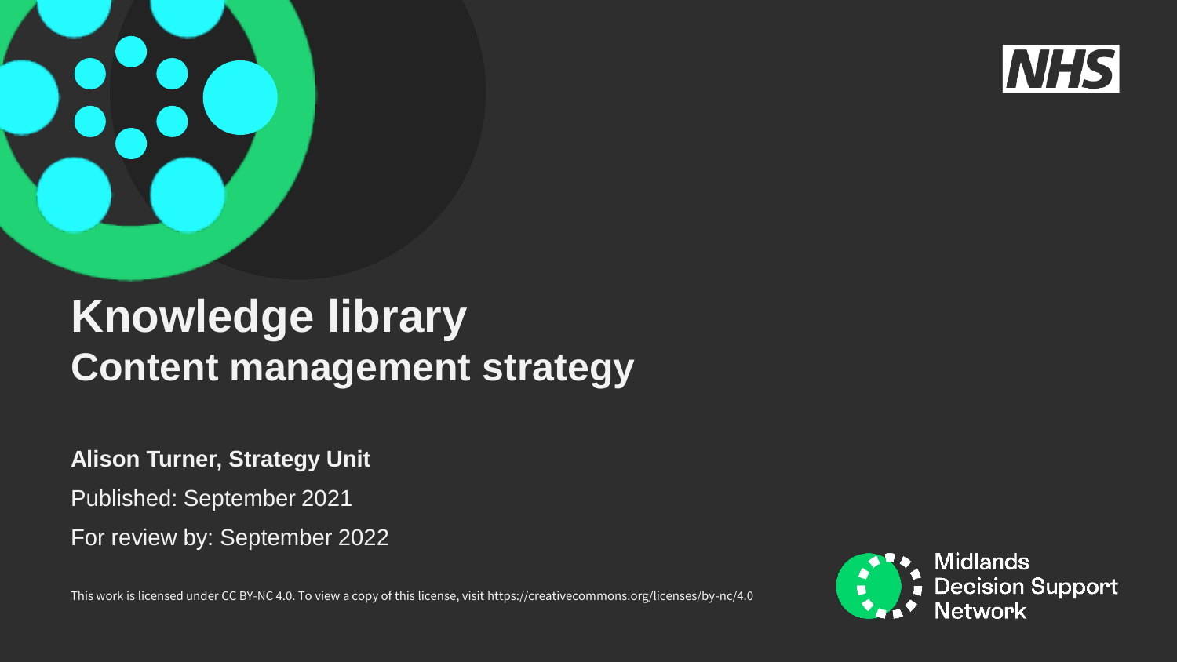# Knowledge library

## Content management strategy

**Alison Turner, Strategy Unit**

Published: September 2021

For review by: September 2022

This work is licensed under CC BY-NC 4.0. To view a copy of this license, visit https://creativecommons.org/licenses/by-nc/4.0

NHS

Midlands Decision Support Network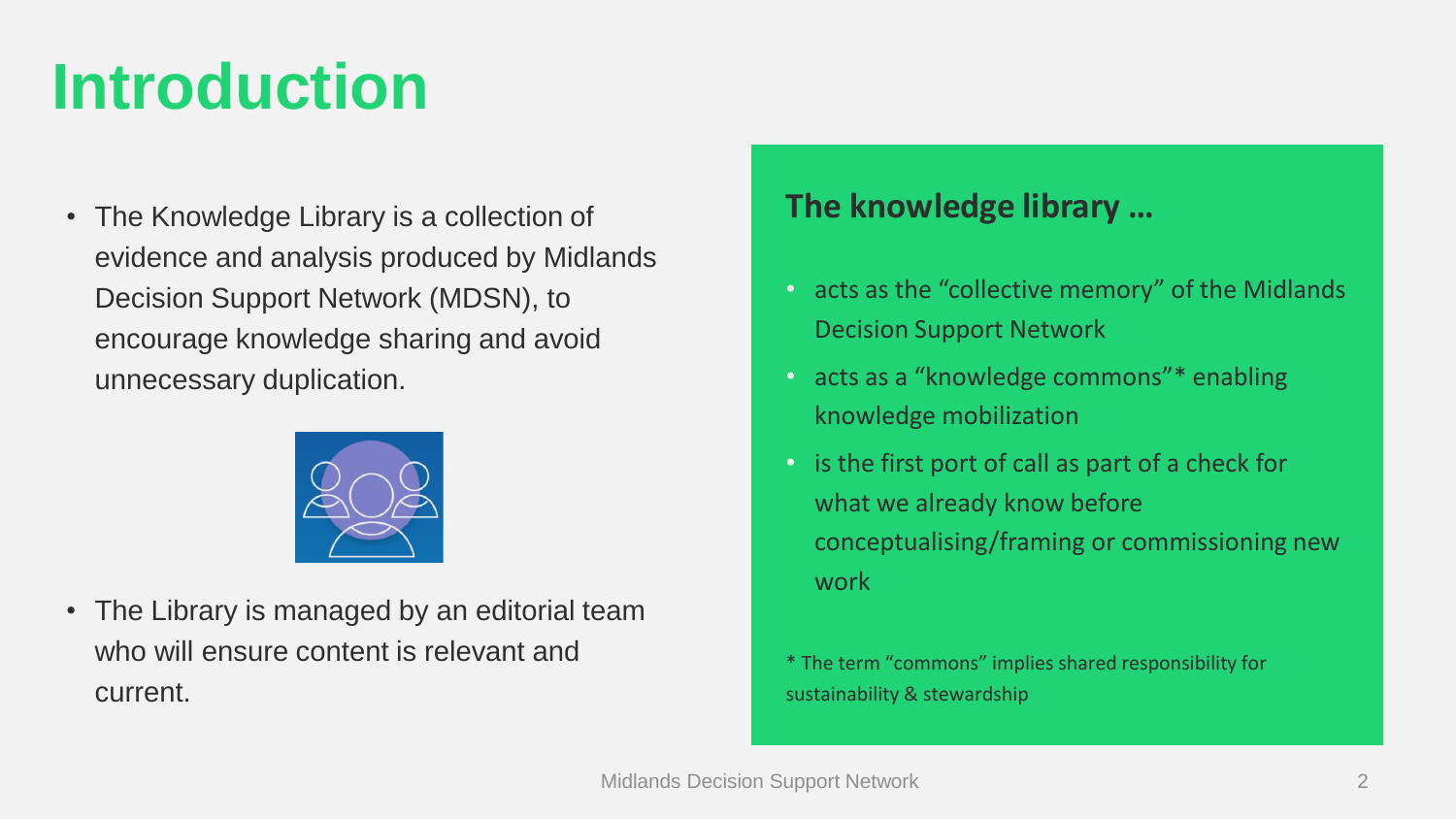# Introduction

- The Knowledge Library is a collection of evidence and analysis produced by Midlands Decision Support Network (MDSN), to encourage knowledge sharing and avoid unnecessary duplication.

- The Library is managed by an editorial team who will ensure content is relevant and current.

## The knowledge library …

- acts as the "collective memory" of the Midlands Decision Support Network
- acts as a "knowledge commons"* enabling knowledge mobilization
- is the first port of call as part of a check for what we already know before conceptualising/framing or commissioning new work

* The term "commons" implies shared responsibility for sustainability & stewardship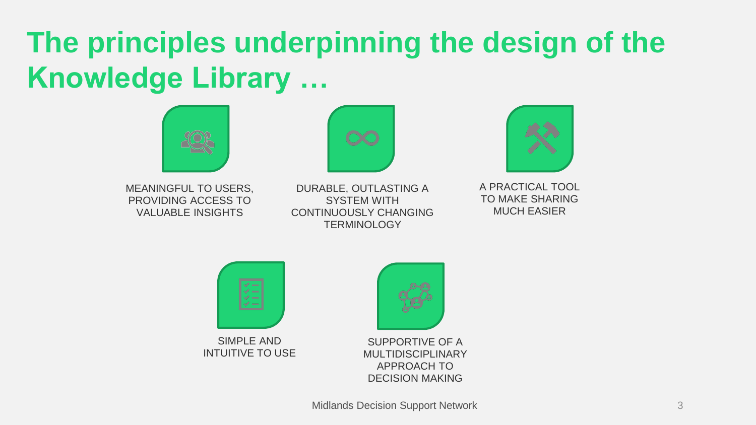# The principles underpinning the design of the Knowledge Library …

- MEANINGFUL TO USERS, PROVIDING ACCESS TO VALUABLE INSIGHTS
- DURABLE, OUTLASTING A SYSTEM WITH CONTINUOUSLY CHANGING TERMINOLOGY
- A PRACTICAL TOOL TO MAKE SHARING MUCH EASIER
- SIMPLE AND INTUITIVE TO USE
- SUPPORTIVE OF A MULTIDISCIPLINARY APPROACH TO DECISION MAKING

Midlands Decision Support Network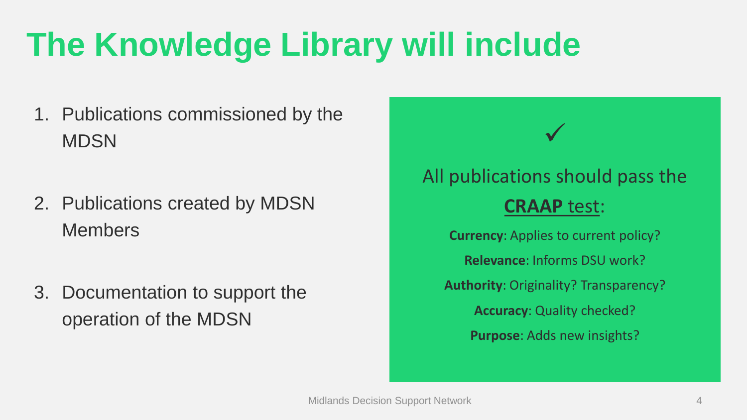# The Knowledge Library will include

1. Publications commissioned by the MDSN
2. Publications created by MDSN Members
3. Documentation to support the operation of the MDSN

✓

All publications should pass the **CRAAP** test:

**Currency**: Applies to current policy?

**Relevance**: Informs DSU work?

**Authority**: Originality? Transparency?

**Accuracy**: Quality checked?

**Purpose**: Adds new insights?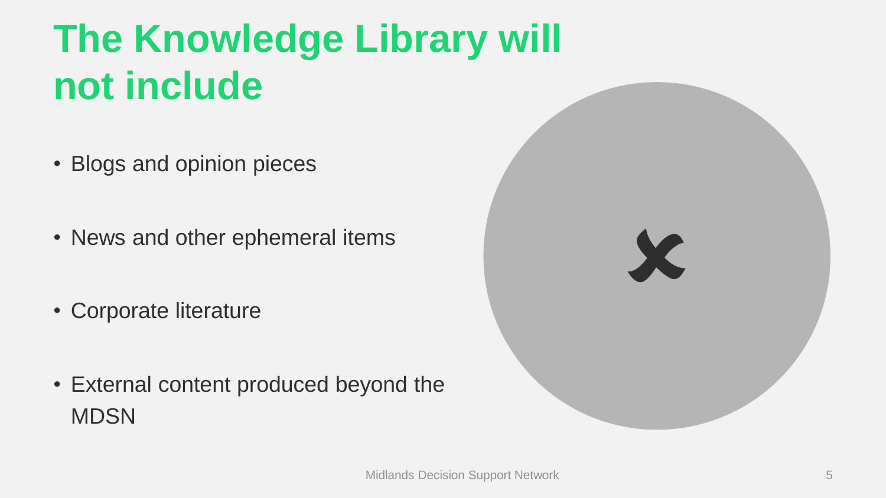# The Knowledge Library will not include

- Blogs and opinion pieces
- News and other ephemeral items
- Corporate literature
- External content produced beyond the MDSN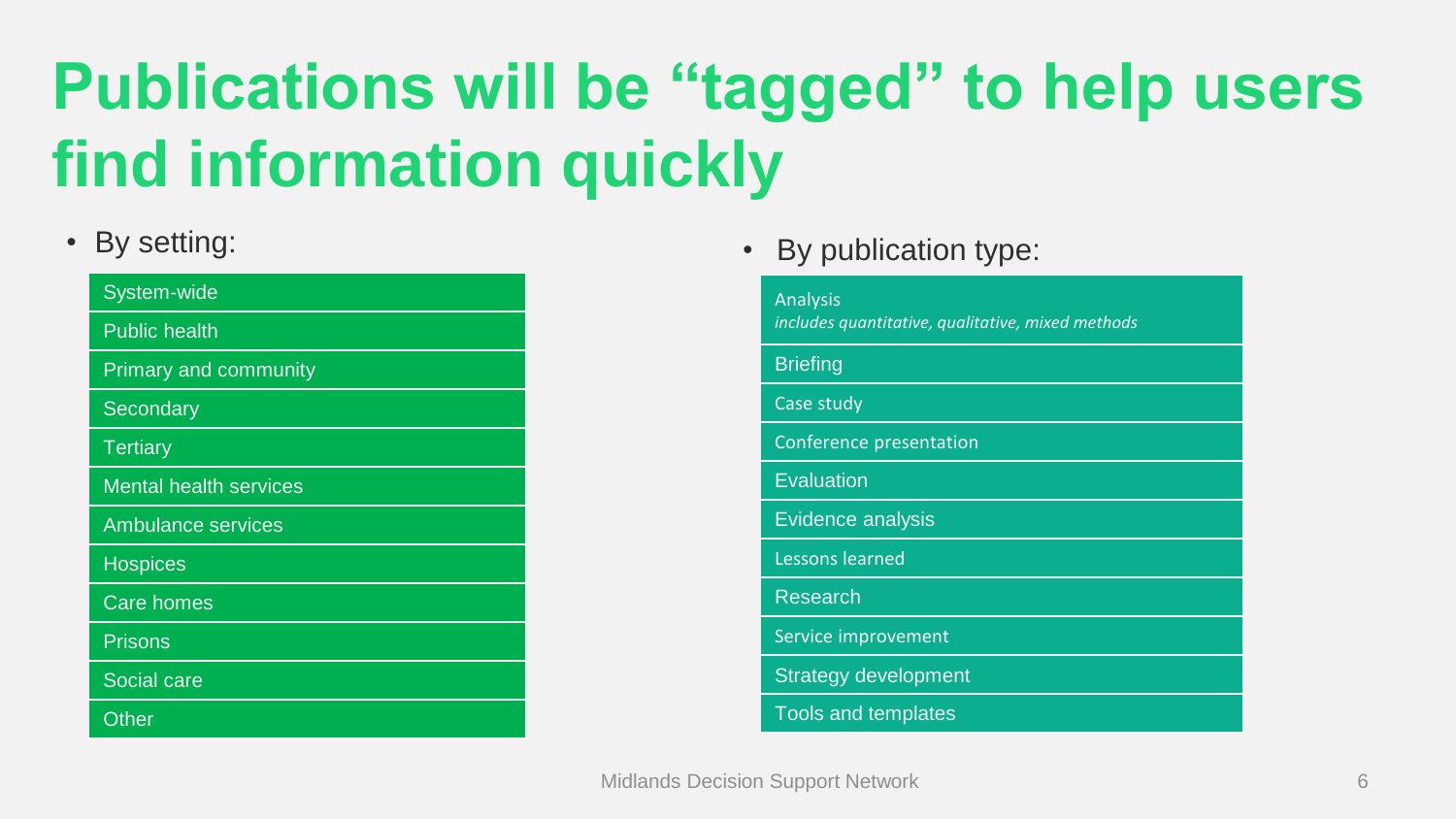# Publications will be "tagged" to help users find information quickly

- By setting:
  - System-wide
  - Public health
  - Primary and community
  - Secondary
  - Tertiary
  - Mental health services
  - Ambulance services
  - Hospices
  - Care homes
  - Prisons
  - Social care
  - Other

- By publication type:
  - Analysis
    *includes quantitative, qualitative, mixed methods*
  - Briefing
  - Case study
  - Conference presentation
  - Evaluation
  - Evidence analysis
  - Lessons learned
  - Research
  - Service improvement
  - Strategy development
  - Tools and templates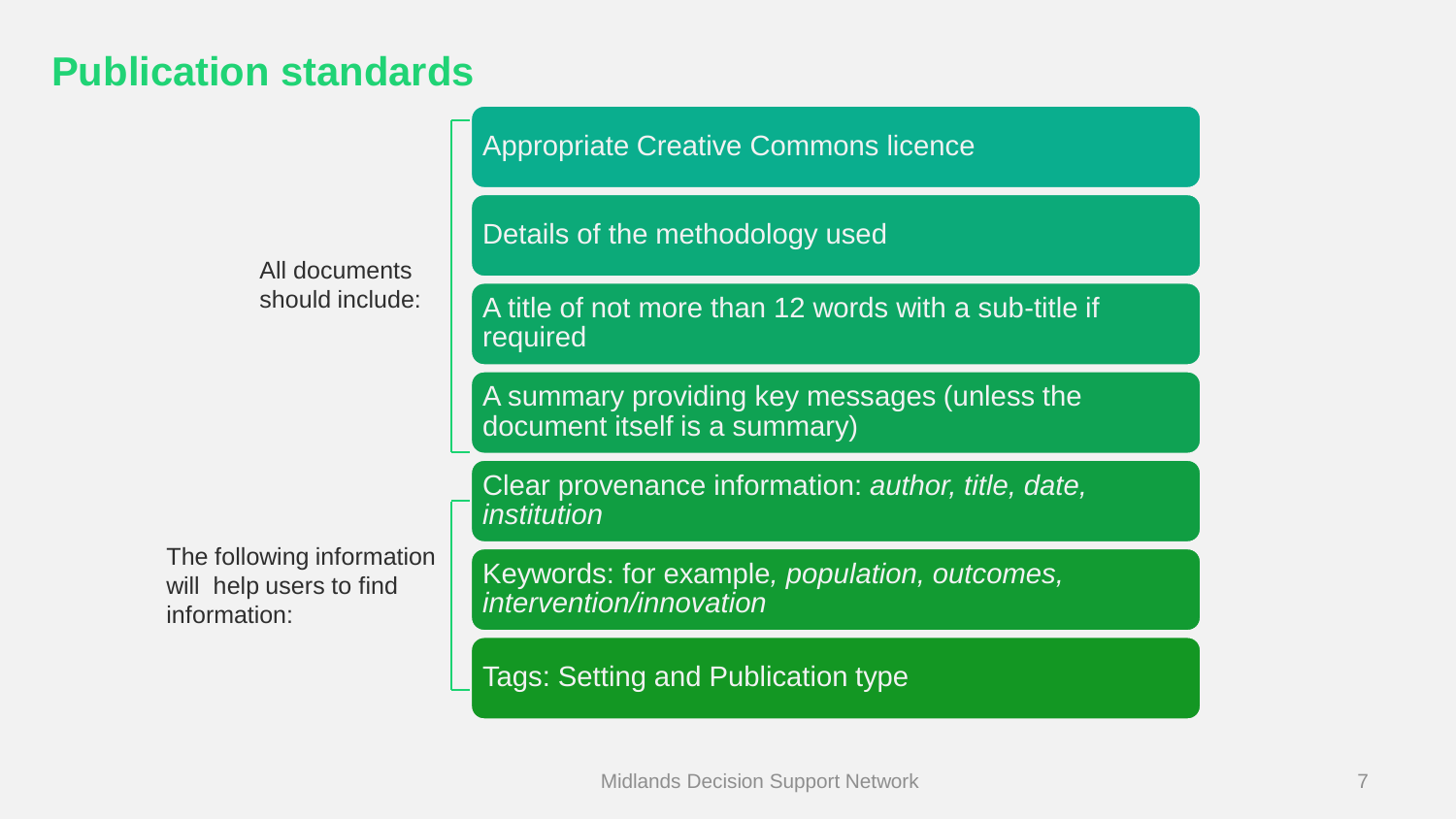# Publication standards

All documents should include:

- Appropriate Creative Commons licence
- Details of the methodology used
- A title of not more than 12 words with a sub-title if required
- A summary providing key messages (unless the document itself is a summary)

The following information will help users to find information:

- Clear provenance information: *author, title, date, institution*
- Keywords: for example*, population, outcomes, intervention/innovation*
- Tags: Setting and Publication type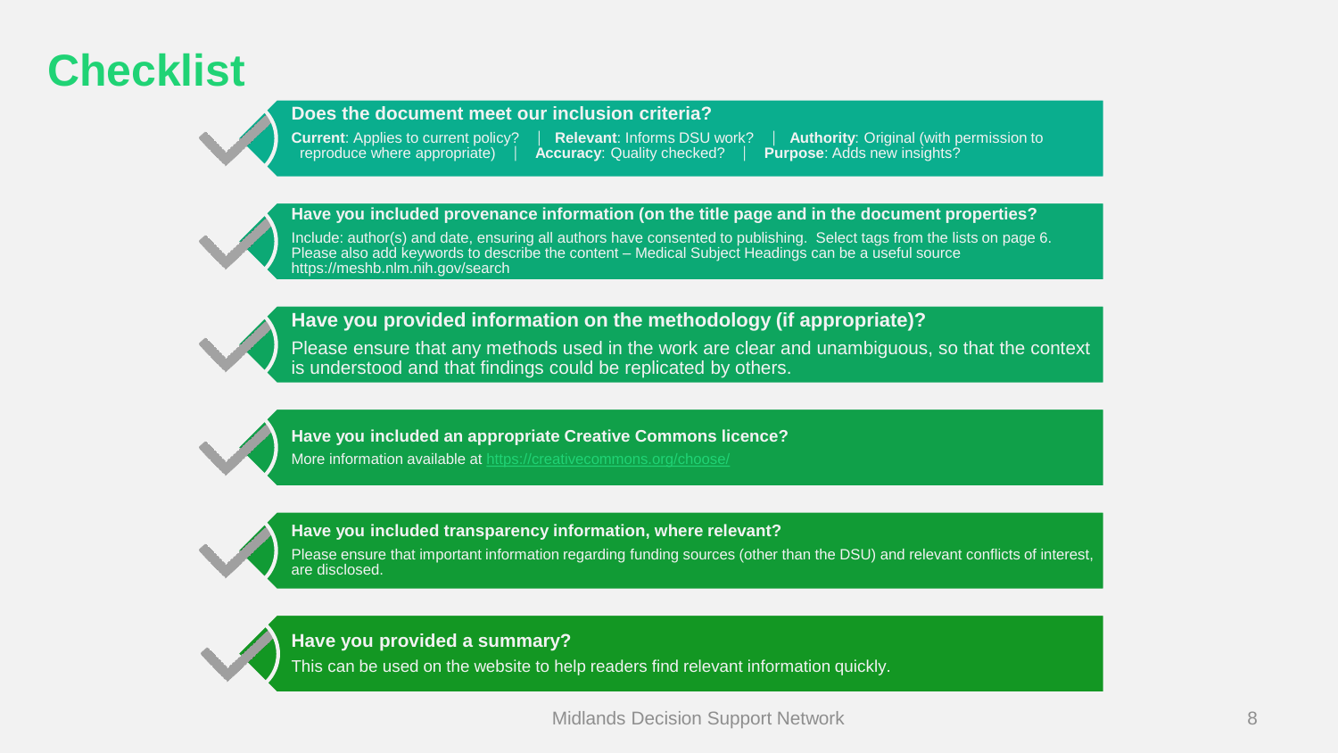# Checklist

**Does the document meet our inclusion criteria?**

**Current**: Applies to current policy? | **Relevant**: Informs DSU work? | **Authority**: Original (with permission to reproduce where appropriate) | **Accuracy**: Quality checked? | **Purpose**: Adds new insights?

**Have you included provenance information (on the title page and in the document properties?**

Include: author(s) and date, ensuring all authors have consented to publishing. Select tags from the lists on page 6. Please also add keywords to describe the content – Medical Subject Headings can be a useful source https://meshb.nlm.nih.gov/search

**Have you provided information on the methodology (if appropriate)?**

Please ensure that any methods used in the work are clear and unambiguous, so that the context is understood and that findings could be replicated by others.

**Have you included an appropriate Creative Commons licence?**

More information available at https://creativecommons.org/choose/

**Have you included transparency information, where relevant?**

Please ensure that important information regarding funding sources (other than the DSU) and relevant conflicts of interest, are disclosed.

**Have you provided a summary?**

This can be used on the website to help readers find relevant information quickly.